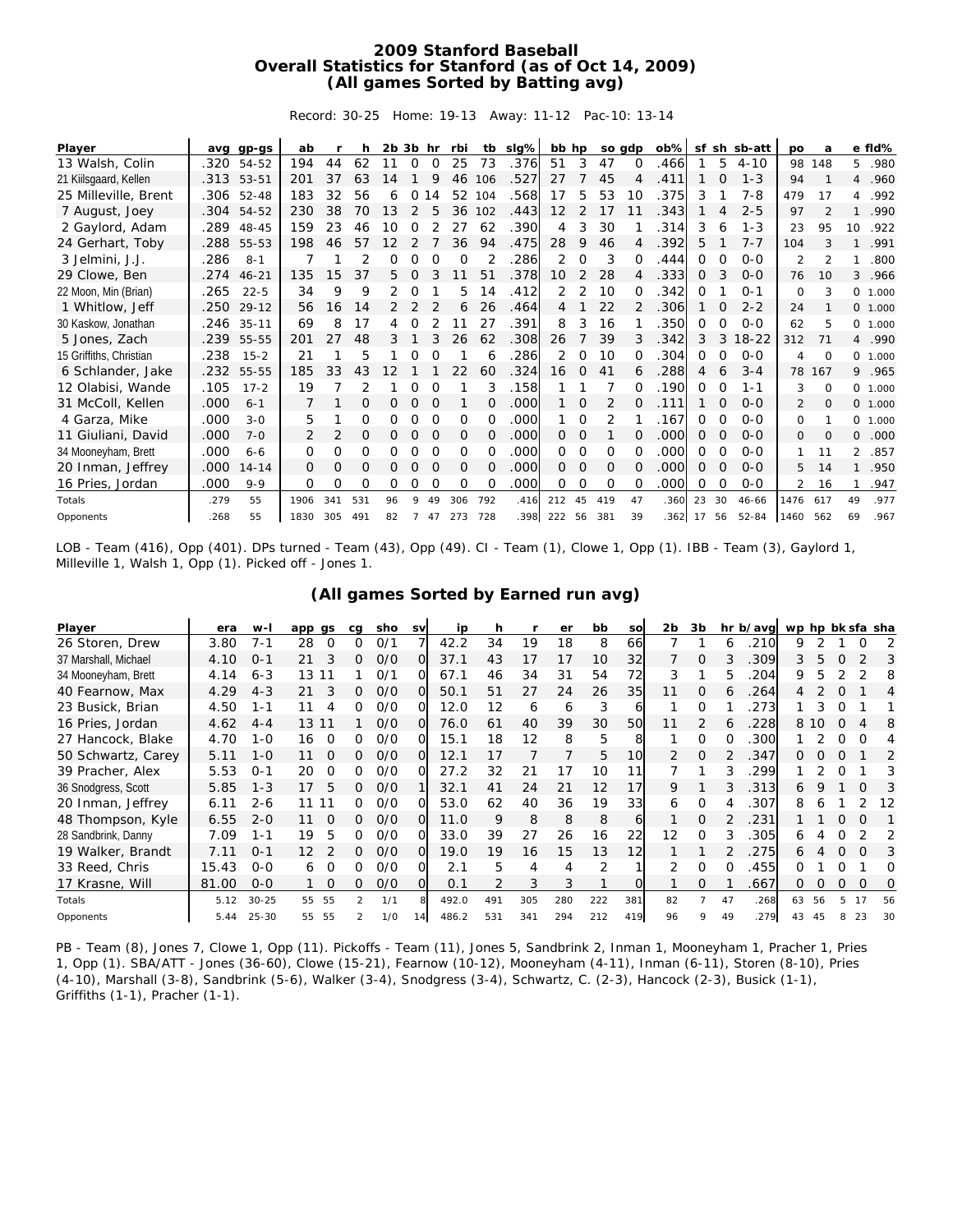# 2009 Stanford Baseball
## Overall Statistics for Stanford (as of Oct 14, 2009)
### (All games Sorted by Batting avg)

Record: 30-25 Home: 19-13 Away: 11-12 Pac-10: 13-14

| Player | avg | gp-gs | ab | r | h | 2b | 3b | hr | rbi | tb | slg% | bb | hp | so | gdp | ob% | sf | sh | sb-att | po | a | e | fld% |
|---|---|---|---|---|---|---|---|---|---|---|---|---|---|---|---|---|---|---|---|---|---|---|---|
| 13 Walsh, Colin | .320 | 54-52 | 194 | 44 | 62 | 11 | 0 | 0 | 25 | 73 | .376 | 51 | 3 | 47 | 0 | .466 | 1 | 5 | 4-10 | 98 | 148 | 5 | .980 |
| 21 Kiilsgaard, Kellen | .313 | 53-51 | 201 | 37 | 63 | 14 | 1 | 9 | 46 | 106 | .527 | 27 | 7 | 45 | 4 | .411 | 1 | 0 | 1-3 | 94 | 1 | 4 | .960 |
| 25 Milleville, Brent | .306 | 52-48 | 183 | 32 | 56 | 6 | 0 | 14 | 52 | 104 | .568 | 17 | 5 | 53 | 10 | .375 | 3 | 1 | 7-8 | 479 | 17 | 4 | .992 |
| 7 August, Joey | .304 | 54-52 | 230 | 38 | 70 | 13 | 2 | 5 | 36 | 102 | .443 | 12 | 2 | 17 | 11 | .343 | 1 | 4 | 2-5 | 97 | 2 | 1 | .990 |
| 2 Gaylord, Adam | .289 | 48-45 | 159 | 23 | 46 | 10 | 0 | 2 | 27 | 62 | .390 | 4 | 3 | 30 | 1 | .314 | 3 | 6 | 1-3 | 23 | 95 | 10 | .922 |
| 24 Gerhart, Toby | .288 | 55-53 | 198 | 46 | 57 | 12 | 2 | 7 | 36 | 94 | .475 | 28 | 9 | 46 | 4 | .392 | 5 | 1 | 7-7 | 104 | 3 | 1 | .991 |
| 3 Jelmini, J.J. | .286 | 8-1 | 7 | 1 | 2 | 0 | 0 | 0 | 0 | 2 | .286 | 2 | 0 | 3 | 0 | .444 | 0 | 0 | 0-0 | 2 | 2 | 1 | .800 |
| 29 Clowe, Ben | .274 | 46-21 | 135 | 15 | 37 | 5 | 0 | 3 | 11 | 51 | .378 | 10 | 2 | 28 | 4 | .333 | 0 | 3 | 0-0 | 76 | 10 | 3 | .966 |
| 22 Moon, Min (Brian) | .265 | 22-5 | 34 | 9 | 9 | 2 | 0 | 1 | 5 | 14 | .412 | 2 | 2 | 10 | 0 | .342 | 0 | 1 | 0-1 | 0 | 3 | 0 | 1.000 |
| 1 Whitlow, Jeff | .250 | 29-12 | 56 | 16 | 14 | 2 | 2 | 2 | 6 | 26 | .464 | 4 | 1 | 22 | 2 | .306 | 1 | 0 | 2-2 | 24 | 1 | 0 | 1.000 |
| 30 Kaskow, Jonathan | .246 | 35-11 | 69 | 8 | 17 | 4 | 0 | 2 | 11 | 27 | .391 | 8 | 3 | 16 | 1 | .350 | 0 | 0 | 0-0 | 62 | 5 | 0 | 1.000 |
| 5 Jones, Zach | .239 | 55-55 | 201 | 27 | 48 | 3 | 1 | 3 | 26 | 62 | .308 | 26 | 7 | 39 | 3 | .342 | 3 | 3 | 18-22 | 312 | 71 | 4 | .990 |
| 15 Griffiths, Christian | .238 | 15-2 | 21 | 1 | 5 | 1 | 0 | 0 | 1 | 6 | .286 | 2 | 0 | 10 | 0 | .304 | 0 | 0 | 0-0 | 4 | 0 | 0 | 1.000 |
| 6 Schlander, Jake | .232 | 55-55 | 185 | 33 | 43 | 12 | 1 | 1 | 22 | 60 | .324 | 16 | 0 | 41 | 6 | .288 | 4 | 6 | 3-4 | 78 | 167 | 9 | .965 |
| 12 Olabisi, Wande | .105 | 17-2 | 19 | 7 | 2 | 1 | 0 | 0 | 1 | 3 | .158 | 1 | 1 | 7 | 0 | .190 | 0 | 0 | 1-1 | 3 | 0 | 0 | 1.000 |
| 31 McColl, Kellen | .000 | 6-1 | 7 | 1 | 0 | 0 | 0 | 0 | 1 | 0 | .000 | 1 | 0 | 2 | 0 | .111 | 1 | 0 | 0-0 | 2 | 0 | 0 | 1.000 |
| 4 Garza, Mike | .000 | 3-0 | 5 | 1 | 0 | 0 | 0 | 0 | 0 | 0 | .000 | 1 | 0 | 2 | 1 | .167 | 0 | 0 | 0-0 | 0 | 1 | 0 | 1.000 |
| 11 Giuliani, David | .000 | 7-0 | 2 | 2 | 0 | 0 | 0 | 0 | 0 | 0 | .000 | 0 | 0 | 1 | 0 | .000 | 0 | 0 | 0-0 | 0 | 0 | 0 | .000 |
| 34 Mooneyham, Brett | .000 | 6-6 | 0 | 0 | 0 | 0 | 0 | 0 | 0 | 0 | .000 | 0 | 0 | 0 | 0 | .000 | 0 | 0 | 0-0 | 1 | 11 | 2 | .857 |
| 20 Inman, Jeffrey | .000 | 14-14 | 0 | 0 | 0 | 0 | 0 | 0 | 0 | 0 | .000 | 0 | 0 | 0 | 0 | .000 | 0 | 0 | 0-0 | 5 | 14 | 1 | .950 |
| 16 Pries, Jordan | .000 | 9-9 | 0 | 0 | 0 | 0 | 0 | 0 | 0 | 0 | .000 | 0 | 0 | 0 | 0 | .000 | 0 | 0 | 0-0 | 2 | 16 | 1 | .947 |
| Totals | .279 | 55 | 1906 | 341 | 531 | 96 | 9 | 49 | 306 | 792 | .416 | 212 | 45 | 419 | 47 | .360 | 23 | 30 | 46-66 | 1476 | 617 | 49 | .977 |
| Opponents | .268 | 55 | 1830 | 305 | 491 | 82 | 7 | 47 | 273 | 728 | .398 | 222 | 56 | 381 | 39 | .362 | 17 | 56 | 52-84 | 1460 | 562 | 69 | .967 |

LOB - Team (416), Opp (401). DPs turned - Team (43), Opp (49). CI - Team (1), Clowe 1, Opp (1). IBB - Team (3), Gaylord 1, Milleville 1, Walsh 1, Opp (1). Picked off - Jones 1.

### (All games Sorted by Earned run avg)

| Player | era | w-l | app | gs | cg | sho | sv | ip | h | r | er | bb | so | 2b | 3b | hr | b/avg | wp | hp | bk | sfa | sha |
|---|---|---|---|---|---|---|---|---|---|---|---|---|---|---|---|---|---|---|---|---|---|---|
| 26 Storen, Drew | 3.80 | 7-1 | 28 | 0 | 0 | 0/1 | 7 | 42.2 | 34 | 19 | 18 | 8 | 66 | 7 | 1 | 6 | .210 | 9 | 2 | 1 | 0 | 2 |
| 37 Marshall, Michael | 4.10 | 0-1 | 21 | 3 | 0 | 0/0 | 0 | 37.1 | 43 | 17 | 17 | 10 | 32 | 7 | 0 | 3 | .309 | 3 | 5 | 0 | 2 | 3 |
| 34 Mooneyham, Brett | 4.14 | 6-3 | 13 | 11 | 1 | 0/1 | 0 | 67.1 | 46 | 34 | 31 | 54 | 72 | 3 | 1 | 5 | .204 | 9 | 5 | 2 | 2 | 8 |
| 40 Fearnow, Max | 4.29 | 4-3 | 21 | 3 | 0 | 0/0 | 0 | 50.1 | 51 | 27 | 24 | 26 | 35 | 11 | 0 | 6 | .264 | 4 | 2 | 0 | 1 | 4 |
| 23 Busick, Brian | 4.50 | 1-1 | 11 | 4 | 0 | 0/0 | 0 | 12.0 | 12 | 6 | 6 | 3 | 6 | 1 | 0 | 1 | .273 | 1 | 3 | 0 | 1 | 1 |
| 16 Pries, Jordan | 4.62 | 4-4 | 13 | 11 | 1 | 0/0 | 0 | 76.0 | 61 | 40 | 39 | 30 | 50 | 11 | 2 | 6 | .228 | 8 | 10 | 0 | 4 | 8 |
| 27 Hancock, Blake | 4.70 | 1-0 | 16 | 0 | 0 | 0/0 | 0 | 15.1 | 18 | 12 | 8 | 5 | 8 | 1 | 0 | 0 | .300 | 1 | 2 | 0 | 0 | 4 |
| 50 Schwartz, Carey | 5.11 | 1-0 | 11 | 0 | 0 | 0/0 | 0 | 12.1 | 17 | 7 | 7 | 5 | 10 | 2 | 0 | 2 | .347 | 0 | 0 | 0 | 1 | 2 |
| 39 Pracher, Alex | 5.53 | 0-1 | 20 | 0 | 0 | 0/0 | 0 | 27.2 | 32 | 21 | 17 | 10 | 11 | 7 | 1 | 3 | .299 | 1 | 2 | 0 | 1 | 3 |
| 36 Snodgress, Scott | 5.85 | 1-3 | 17 | 5 | 0 | 0/0 | 1 | 32.1 | 41 | 24 | 21 | 12 | 17 | 9 | 1 | 3 | .313 | 6 | 9 | 1 | 0 | 3 |
| 20 Inman, Jeffrey | 6.11 | 2-6 | 11 | 11 | 0 | 0/0 | 0 | 53.0 | 62 | 40 | 36 | 19 | 33 | 6 | 0 | 4 | .307 | 8 | 6 | 1 | 2 | 12 |
| 48 Thompson, Kyle | 6.55 | 2-0 | 11 | 0 | 0 | 0/0 | 0 | 11.0 | 9 | 8 | 8 | 8 | 6 | 1 | 0 | 2 | .231 | 1 | 1 | 0 | 0 | 1 |
| 28 Sandbrink, Danny | 7.09 | 1-1 | 19 | 5 | 0 | 0/0 | 0 | 33.0 | 39 | 27 | 26 | 16 | 22 | 12 | 0 | 3 | .305 | 6 | 4 | 0 | 2 | 2 |
| 19 Walker, Brandt | 7.11 | 0-1 | 12 | 2 | 0 | 0/0 | 0 | 19.0 | 19 | 16 | 15 | 13 | 12 | 1 | 1 | 2 | .275 | 6 | 4 | 0 | 0 | 3 |
| 33 Reed, Chris | 15.43 | 0-0 | 6 | 0 | 0 | 0/0 | 0 | 2.1 | 5 | 4 | 4 | 2 | 1 | 2 | 0 | 0 | .455 | 0 | 1 | 0 | 1 | 0 |
| 17 Krasne, Will | 81.00 | 0-0 | 1 | 0 | 0 | 0/0 | 0 | 0.1 | 2 | 3 | 3 | 1 | 0 | 1 | 0 | 1 | .667 | 0 | 0 | 0 | 0 | 0 |
| Totals | 5.12 | 30-25 | 55 | 55 | 2 | 1/1 | 8 | 492.0 | 491 | 305 | 280 | 222 | 381 | 82 | 7 | 47 | .268 | 63 | 56 | 5 | 17 | 56 |
| Opponents | 5.44 | 25-30 | 55 | 55 | 2 | 1/0 | 14 | 486.2 | 531 | 341 | 294 | 212 | 419 | 96 | 9 | 49 | .279 | 43 | 45 | 8 | 23 | 30 |

PB - Team (8), Jones 7, Clowe 1, Opp (11). Pickoffs - Team (11), Jones 5, Sandbrink 2, Inman 1, Mooneyham 1, Pracher 1, Pries 1, Opp (1). SBA/ATT - Jones (36-60), Clowe (15-21), Fearnow (10-12), Mooneyham (4-11), Inman (6-11), Storen (8-10), Pries (4-10), Marshall (3-8), Sandbrink (5-6), Walker (3-4), Snodgress (3-4), Schwartz, C. (2-3), Hancock (2-3), Busick (1-1), Griffiths (1-1), Pracher (1-1).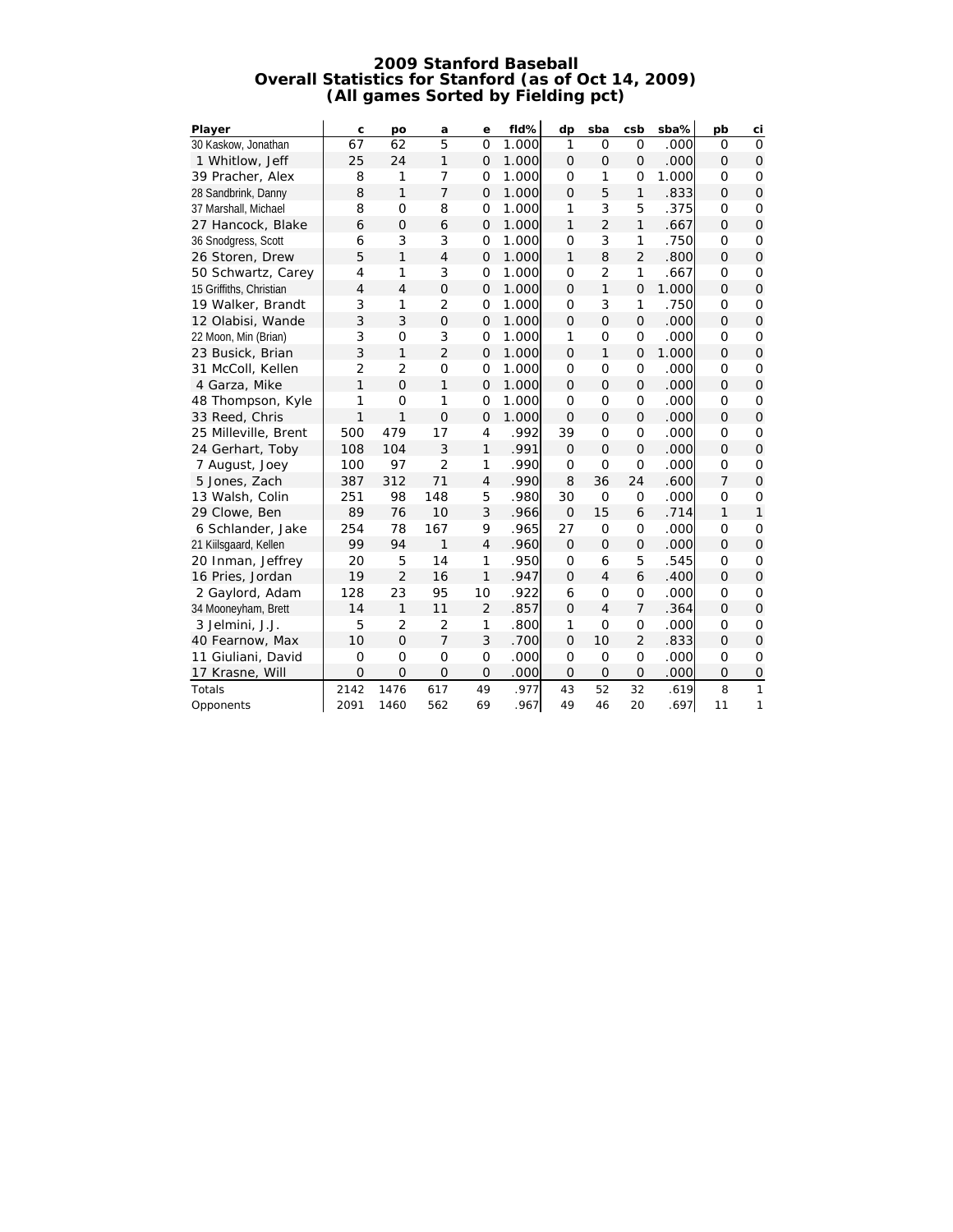# 2009 Stanford Baseball
## Overall Statistics for Stanford (as of Oct 14, 2009)
### (All games Sorted by Fielding pct)

| Player | c | po | a | e | fld% | dp | sba | csb | sba% | pb | ci |
|---|---|---|---|---|---|---|---|---|---|---|---|
| 30 Kaskow, Jonathan | 67 | 62 | 5 | 0 | 1.000 | 1 | 0 | 0 | .000 | 0 | 0 |
| 1 Whitlow, Jeff | 25 | 24 | 1 | 0 | 1.000 | 0 | 0 | 0 | .000 | 0 | 0 |
| 39 Pracher, Alex | 8 | 1 | 7 | 0 | 1.000 | 0 | 1 | 0 | 1.000 | 0 | 0 |
| 28 Sandbrink, Danny | 8 | 1 | 7 | 0 | 1.000 | 0 | 5 | 1 | .833 | 0 | 0 |
| 37 Marshall, Michael | 8 | 0 | 8 | 0 | 1.000 | 1 | 3 | 5 | .375 | 0 | 0 |
| 27 Hancock, Blake | 6 | 0 | 6 | 0 | 1.000 | 1 | 2 | 1 | .667 | 0 | 0 |
| 36 Snodgress, Scott | 6 | 3 | 3 | 0 | 1.000 | 0 | 3 | 1 | .750 | 0 | 0 |
| 26 Storen, Drew | 5 | 1 | 4 | 0 | 1.000 | 1 | 8 | 2 | .800 | 0 | 0 |
| 50 Schwartz, Carey | 4 | 1 | 3 | 0 | 1.000 | 0 | 2 | 1 | .667 | 0 | 0 |
| 15 Griffiths, Christian | 4 | 4 | 0 | 0 | 1.000 | 0 | 1 | 0 | 1.000 | 0 | 0 |
| 19 Walker, Brandt | 3 | 1 | 2 | 0 | 1.000 | 0 | 3 | 1 | .750 | 0 | 0 |
| 12 Olabisi, Wande | 3 | 3 | 0 | 0 | 1.000 | 0 | 0 | 0 | .000 | 0 | 0 |
| 22 Moon, Min (Brian) | 3 | 0 | 3 | 0 | 1.000 | 1 | 0 | 0 | .000 | 0 | 0 |
| 23 Busick, Brian | 3 | 1 | 2 | 0 | 1.000 | 0 | 1 | 0 | 1.000 | 0 | 0 |
| 31 McColl, Kellen | 2 | 2 | 0 | 0 | 1.000 | 0 | 0 | 0 | .000 | 0 | 0 |
| 4 Garza, Mike | 1 | 0 | 1 | 0 | 1.000 | 0 | 0 | 0 | .000 | 0 | 0 |
| 48 Thompson, Kyle | 1 | 0 | 1 | 0 | 1.000 | 0 | 0 | 0 | .000 | 0 | 0 |
| 33 Reed, Chris | 1 | 1 | 0 | 0 | 1.000 | 0 | 0 | 0 | .000 | 0 | 0 |
| 25 Milleville, Brent | 500 | 479 | 17 | 4 | .992 | 39 | 0 | 0 | .000 | 0 | 0 |
| 24 Gerhart, Toby | 108 | 104 | 3 | 1 | .991 | 0 | 0 | 0 | .000 | 0 | 0 |
| 7 August, Joey | 100 | 97 | 2 | 1 | .990 | 0 | 0 | 0 | .000 | 0 | 0 |
| 5 Jones, Zach | 387 | 312 | 71 | 4 | .990 | 8 | 36 | 24 | .600 | 7 | 0 |
| 13 Walsh, Colin | 251 | 98 | 148 | 5 | .980 | 30 | 0 | 0 | .000 | 0 | 0 |
| 29 Clowe, Ben | 89 | 76 | 10 | 3 | .966 | 0 | 15 | 6 | .714 | 1 | 1 |
| 6 Schlander, Jake | 254 | 78 | 167 | 9 | .965 | 27 | 0 | 0 | .000 | 0 | 0 |
| 21 Kiilsgaard, Kellen | 99 | 94 | 1 | 4 | .960 | 0 | 0 | 0 | .000 | 0 | 0 |
| 20 Inman, Jeffrey | 20 | 5 | 14 | 1 | .950 | 0 | 6 | 5 | .545 | 0 | 0 |
| 16 Pries, Jordan | 19 | 2 | 16 | 1 | .947 | 0 | 4 | 6 | .400 | 0 | 0 |
| 2 Gaylord, Adam | 128 | 23 | 95 | 10 | .922 | 6 | 0 | 0 | .000 | 0 | 0 |
| 34 Mooneyham, Brett | 14 | 1 | 11 | 2 | .857 | 0 | 4 | 7 | .364 | 0 | 0 |
| 3 Jelmini, J.J. | 5 | 2 | 2 | 1 | .800 | 1 | 0 | 0 | .000 | 0 | 0 |
| 40 Fearnow, Max | 10 | 0 | 7 | 3 | .700 | 0 | 10 | 2 | .833 | 0 | 0 |
| 11 Giuliani, David | 0 | 0 | 0 | 0 | .000 | 0 | 0 | 0 | .000 | 0 | 0 |
| 17 Krasne, Will | 0 | 0 | 0 | 0 | .000 | 0 | 0 | 0 | .000 | 0 | 0 |
| Totals | 2142 | 1476 | 617 | 49 | .977 | 43 | 52 | 32 | .619 | 8 | 1 |
| Opponents | 2091 | 1460 | 562 | 69 | .967 | 49 | 46 | 20 | .697 | 11 | 1 |